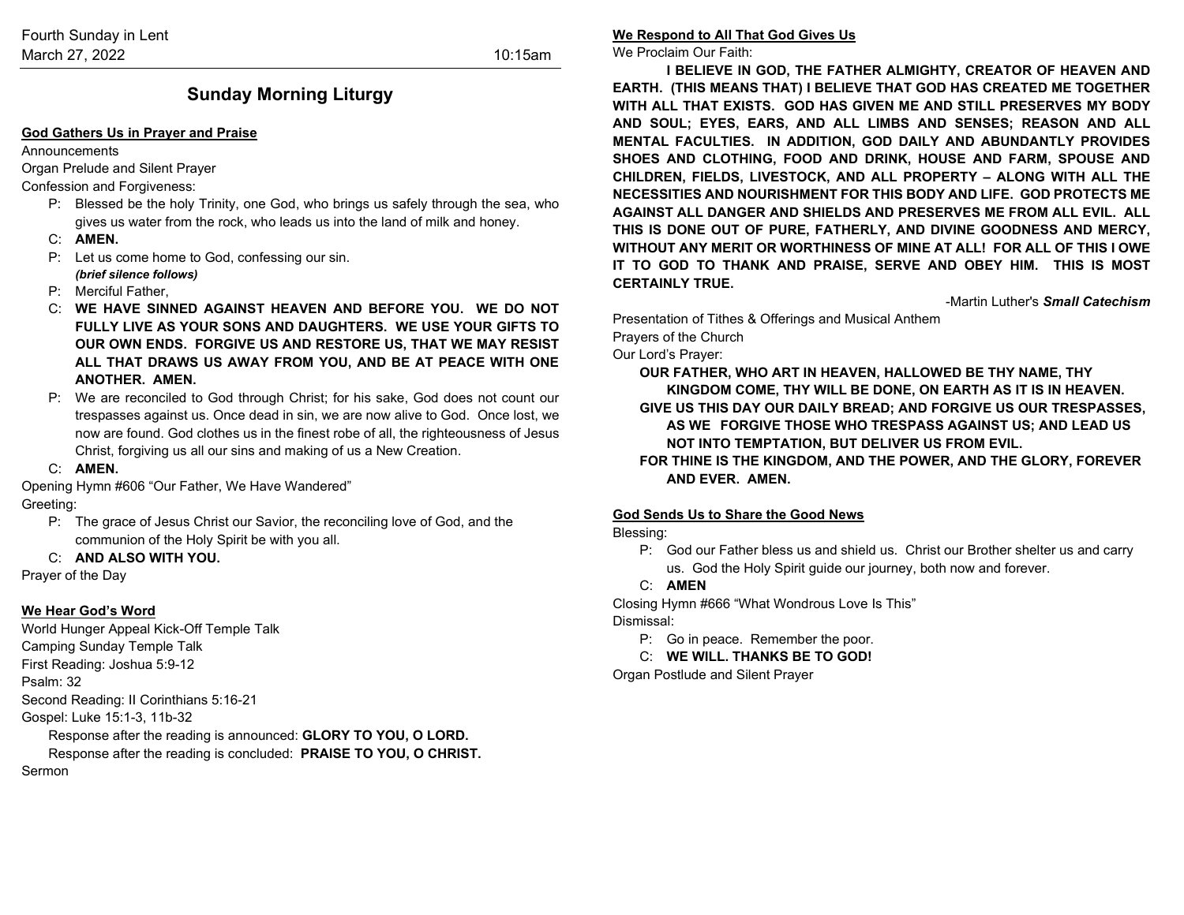Fourth Sunday in Lent
March 27, 2022 10:15am

# Sunday Morning Liturgy

## God Gathers Us in Prayer and Praise

Announcements

Organ Prelude and Silent Prayer

Confession and Forgiveness:

P: Blessed be the holy Trinity, one God, who brings us safely through the sea, who gives us water from the rock, who leads us into the land of milk and honey.

C: **AMEN.**

P: Let us come home to God, confessing our sin.
***(brief silence follows)***

P: Merciful Father,

C: **WE HAVE SINNED AGAINST HEAVEN AND BEFORE YOU. WE DO NOT FULLY LIVE AS YOUR SONS AND DAUGHTERS. WE USE YOUR GIFTS TO OUR OWN ENDS. FORGIVE US AND RESTORE US, THAT WE MAY RESIST ALL THAT DRAWS US AWAY FROM YOU, AND BE AT PEACE WITH ONE ANOTHER. AMEN.**

P: We are reconciled to God through Christ; for his sake, God does not count our trespasses against us. Once dead in sin, we are now alive to God. Once lost, we now are found. God clothes us in the finest robe of all, the righteousness of Jesus Christ, forgiving us all our sins and making of us a New Creation.

C: **AMEN.**

Opening Hymn #606 "Our Father, We Have Wandered"

Greeting:

P: The grace of Jesus Christ our Savior, the reconciling love of God, and the communion of the Holy Spirit be with you all.

C: **AND ALSO WITH YOU.**

Prayer of the Day

## We Hear God's Word

World Hunger Appeal Kick-Off Temple Talk

Camping Sunday Temple Talk

First Reading: Joshua 5:9-12

Psalm: 32

Second Reading: II Corinthians 5:16-21

Gospel: Luke 15:1-3, 11b-32

Response after the reading is announced: **GLORY TO YOU, O LORD.**

Response after the reading is concluded: **PRAISE TO YOU, O CHRIST.**

Sermon

## We Respond to All That God Gives Us

We Proclaim Our Faith:

**I BELIEVE IN GOD, THE FATHER ALMIGHTY, CREATOR OF HEAVEN AND EARTH. (THIS MEANS THAT) I BELIEVE THAT GOD HAS CREATED ME TOGETHER WITH ALL THAT EXISTS. GOD HAS GIVEN ME AND STILL PRESERVES MY BODY AND SOUL; EYES, EARS, AND ALL LIMBS AND SENSES; REASON AND ALL MENTAL FACULTIES. IN ADDITION, GOD DAILY AND ABUNDANTLY PROVIDES SHOES AND CLOTHING, FOOD AND DRINK, HOUSE AND FARM, SPOUSE AND CHILDREN, FIELDS, LIVESTOCK, AND ALL PROPERTY – ALONG WITH ALL THE NECESSITIES AND NOURISHMENT FOR THIS BODY AND LIFE. GOD PROTECTS ME AGAINST ALL DANGER AND SHIELDS AND PRESERVES ME FROM ALL EVIL. ALL THIS IS DONE OUT OF PURE, FATHERLY, AND DIVINE GOODNESS AND MERCY, WITHOUT ANY MERIT OR WORTHINESS OF MINE AT ALL! FOR ALL OF THIS I OWE IT TO GOD TO THANK AND PRAISE, SERVE AND OBEY HIM. THIS IS MOST CERTAINLY TRUE.**

-Martin Luther's ***Small Catechism***

Presentation of Tithes & Offerings and Musical Anthem

Prayers of the Church

Our Lord's Prayer:

**OUR FATHER, WHO ART IN HEAVEN, HALLOWED BE THY NAME, THY KINGDOM COME, THY WILL BE DONE, ON EARTH AS IT IS IN HEAVEN.**
**GIVE US THIS DAY OUR DAILY BREAD; AND FORGIVE US OUR TRESPASSES, AS WE FORGIVE THOSE WHO TRESPASS AGAINST US; AND LEAD US NOT INTO TEMPTATION, BUT DELIVER US FROM EVIL.**
**FOR THINE IS THE KINGDOM, AND THE POWER, AND THE GLORY, FOREVER AND EVER. AMEN.**

## God Sends Us to Share the Good News

Blessing:

P: God our Father bless us and shield us. Christ our Brother shelter us and carry us. God the Holy Spirit guide our journey, both now and forever.

C: **AMEN**

Closing Hymn #666 "What Wondrous Love Is This"

Dismissal:

P: Go in peace. Remember the poor.

C: **WE WILL. THANKS BE TO GOD!**

Organ Postlude and Silent Prayer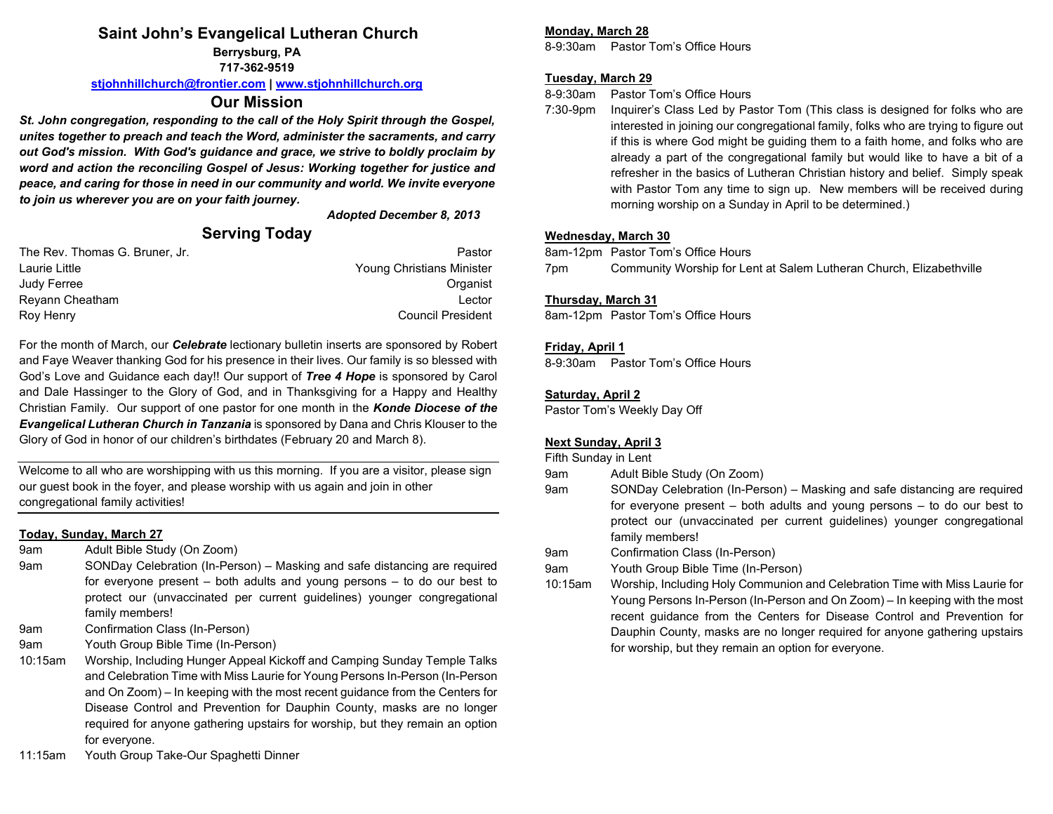# Saint John's Evangelical Lutheran Church

**Berrysburg, PA**
**717-362-9519**
**stjohnhillchurch@frontier.com | www.stjohnhillchurch.org**

## Our Mission

***St. John congregation, responding to the call of the Holy Spirit through the Gospel, unites together to preach and teach the Word, administer the sacraments, and carry out God's mission. With God's guidance and grace, we strive to boldly proclaim by word and action the reconciling Gospel of Jesus: Working together for justice and peace, and caring for those in need in our community and world. We invite everyone to join us wherever you are on your faith journey.***

***Adopted December 8, 2013***

## Serving Today

| | |
|---|---|
| The Rev. Thomas G. Bruner, Jr. | Pastor |
| Laurie Little | Young Christians Minister |
| Judy Ferree | Organist |
| Reyann Cheatham | Lector |
| Roy Henry | Council President |

For the month of March, our ***Celebrate*** lectionary bulletin inserts are sponsored by Robert and Faye Weaver thanking God for his presence in their lives. Our family is so blessed with God's Love and Guidance each day!! Our support of ***Tree 4 Hope*** is sponsored by Carol and Dale Hassinger to the Glory of God, and in Thanksgiving for a Happy and Healthy Christian Family. Our support of one pastor for one month in the ***Konde Diocese of the Evangelical Lutheran Church in Tanzania*** is sponsored by Dana and Chris Klouser to the Glory of God in honor of our children's birthdates (February 20 and March 8).

Welcome to all who are worshipping with us this morning. If you are a visitor, please sign our guest book in the foyer, and please worship with us again and join in other congregational family activities!

**Today, Sunday, March 27**

- 9am — Adult Bible Study (On Zoom)
- 9am — SONDay Celebration (In-Person) – Masking and safe distancing are required for everyone present – both adults and young persons – to do our best to protect our (unvaccinated per current guidelines) younger congregational family members!
- 9am — Confirmation Class (In-Person)
- 9am — Youth Group Bible Time (In-Person)
- 10:15am — Worship, Including Hunger Appeal Kickoff and Camping Sunday Temple Talks and Celebration Time with Miss Laurie for Young Persons In-Person (In-Person and On Zoom) – In keeping with the most recent guidance from the Centers for Disease Control and Prevention for Dauphin County, masks are no longer required for anyone gathering upstairs for worship, but they remain an option for everyone.
- 11:15am — Youth Group Take-Our Spaghetti Dinner

**Monday, March 28**

- 8-9:30am — Pastor Tom's Office Hours

**Tuesday, March 29**

- 8-9:30am — Pastor Tom's Office Hours
- 7:30-9pm — Inquirer's Class Led by Pastor Tom (This class is designed for folks who are interested in joining our congregational family, folks who are trying to figure out if this is where God might be guiding them to a faith home, and folks who are already a part of the congregational family but would like to have a bit of a refresher in the basics of Lutheran Christian history and belief. Simply speak with Pastor Tom any time to sign up. New members will be received during morning worship on a Sunday in April to be determined.)

**Wednesday, March 30**

- 8am-12pm — Pastor Tom's Office Hours
- 7pm — Community Worship for Lent at Salem Lutheran Church, Elizabethville

**Thursday, March 31**

- 8am-12pm — Pastor Tom's Office Hours

**Friday, April 1**

- 8-9:30am — Pastor Tom's Office Hours

**Saturday, April 2**

Pastor Tom's Weekly Day Off

**Next Sunday, April 3**

Fifth Sunday in Lent

- 9am — Adult Bible Study (On Zoom)
- 9am — SONDay Celebration (In-Person) – Masking and safe distancing are required for everyone present – both adults and young persons – to do our best to protect our (unvaccinated per current guidelines) younger congregational family members!
- 9am — Confirmation Class (In-Person)
- 9am — Youth Group Bible Time (In-Person)
- 10:15am — Worship, Including Holy Communion and Celebration Time with Miss Laurie for Young Persons In-Person (In-Person and On Zoom) – In keeping with the most recent guidance from the Centers for Disease Control and Prevention for Dauphin County, masks are no longer required for anyone gathering upstairs for worship, but they remain an option for everyone.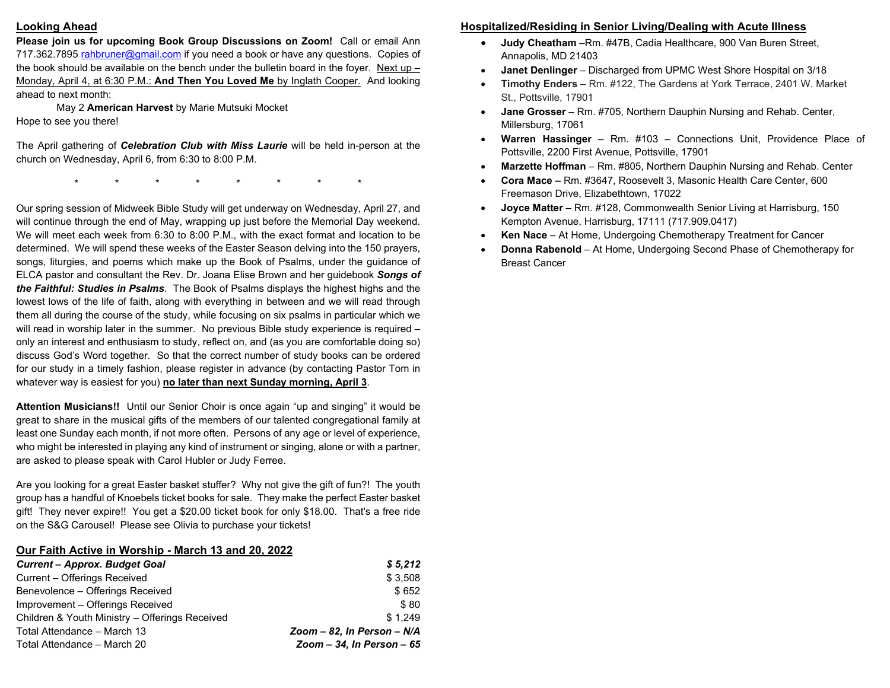## Looking Ahead

**Please join us for upcoming Book Group Discussions on Zoom!** Call or email Ann 717.362.7895 rahbruner@gmail.com if you need a book or have any questions. Copies of the book should be available on the bench under the bulletin board in the foyer. Next up – Monday, April 4, at 6:30 P.M.: **And Then You Loved Me** by Inglath Cooper. And looking ahead to next month:

May 2 **American Harvest** by Marie Mutsuki Mocket

Hope to see you there!

The April gathering of ***Celebration Club with Miss Laurie*** will be held in-person at the church on Wednesday, April 6, from 6:30 to 8:00 P.M.

\* \* \* \* \* \* \* \*

Our spring session of Midweek Bible Study will get underway on Wednesday, April 27, and will continue through the end of May, wrapping up just before the Memorial Day weekend. We will meet each week from 6:30 to 8:00 P.M., with the exact format and location to be determined. We will spend these weeks of the Easter Season delving into the 150 prayers, songs, liturgies, and poems which make up the Book of Psalms, under the guidance of ELCA pastor and consultant the Rev. Dr. Joana Elise Brown and her guidebook ***Songs of the Faithful: Studies in Psalms***. The Book of Psalms displays the highest highs and the lowest lows of the life of faith, along with everything in between and we will read through them all during the course of the study, while focusing on six psalms in particular which we will read in worship later in the summer. No previous Bible study experience is required – only an interest and enthusiasm to study, reflect on, and (as you are comfortable doing so) discuss God's Word together. So that the correct number of study books can be ordered for our study in a timely fashion, please register in advance (by contacting Pastor Tom in whatever way is easiest for you) **no later than next Sunday morning, April 3**.

**Attention Musicians!!** Until our Senior Choir is once again "up and singing" it would be great to share in the musical gifts of the members of our talented congregational family at least one Sunday each month, if not more often. Persons of any age or level of experience, who might be interested in playing any kind of instrument or singing, alone or with a partner, are asked to please speak with Carol Hubler or Judy Ferree.

Are you looking for a great Easter basket stuffer? Why not give the gift of fun?! The youth group has a handful of Knoebels ticket books for sale. They make the perfect Easter basket gift! They never expire!! You get a $20.00 ticket book for only $18.00. That's a free ride on the S&G Carousel! Please see Olivia to purchase your tickets!

## Our Faith Active in Worship - March 13 and 20, 2022

| | |
|---|---|
| ***Current – Approx. Budget Goal*** | ***$ 5,212*** |
| Current – Offerings Received | $ 3,508 |
| Benevolence – Offerings Received | $ 652 |
| Improvement – Offerings Received | $ 80 |
| Children & Youth Ministry – Offerings Received | $ 1,249 |
| Total Attendance – March 13 | ***Zoom – 82, In Person – N/A*** |
| Total Attendance – March 20 | ***Zoom – 34, In Person – 65*** |

## Hospitalized/Residing in Senior Living/Dealing with Acute Illness

- **Judy Cheatham** –Rm. #47B, Cadia Healthcare, 900 Van Buren Street, Annapolis, MD 21403
- **Janet Denlinger** – Discharged from UPMC West Shore Hospital on 3/18
- **Timothy Enders** – Rm. #122, The Gardens at York Terrace, 2401 W. Market St., Pottsville, 17901
- **Jane Grosser** – Rm. #705, Northern Dauphin Nursing and Rehab. Center, Millersburg, 17061
- **Warren Hassinger** – Rm. #103 – Connections Unit, Providence Place of Pottsville, 2200 First Avenue, Pottsville, 17901
- **Marzette Hoffman** – Rm. #805, Northern Dauphin Nursing and Rehab. Center
- **Cora Mace –** Rm. #3647, Roosevelt 3, Masonic Health Care Center, 600 Freemason Drive, Elizabethtown, 17022
- **Joyce Matter** – Rm. #128, Commonwealth Senior Living at Harrisburg, 150 Kempton Avenue, Harrisburg, 17111 (717.909.0417)
- **Ken Nace** – At Home, Undergoing Chemotherapy Treatment for Cancer
- **Donna Rabenold** – At Home, Undergoing Second Phase of Chemotherapy for Breast Cancer